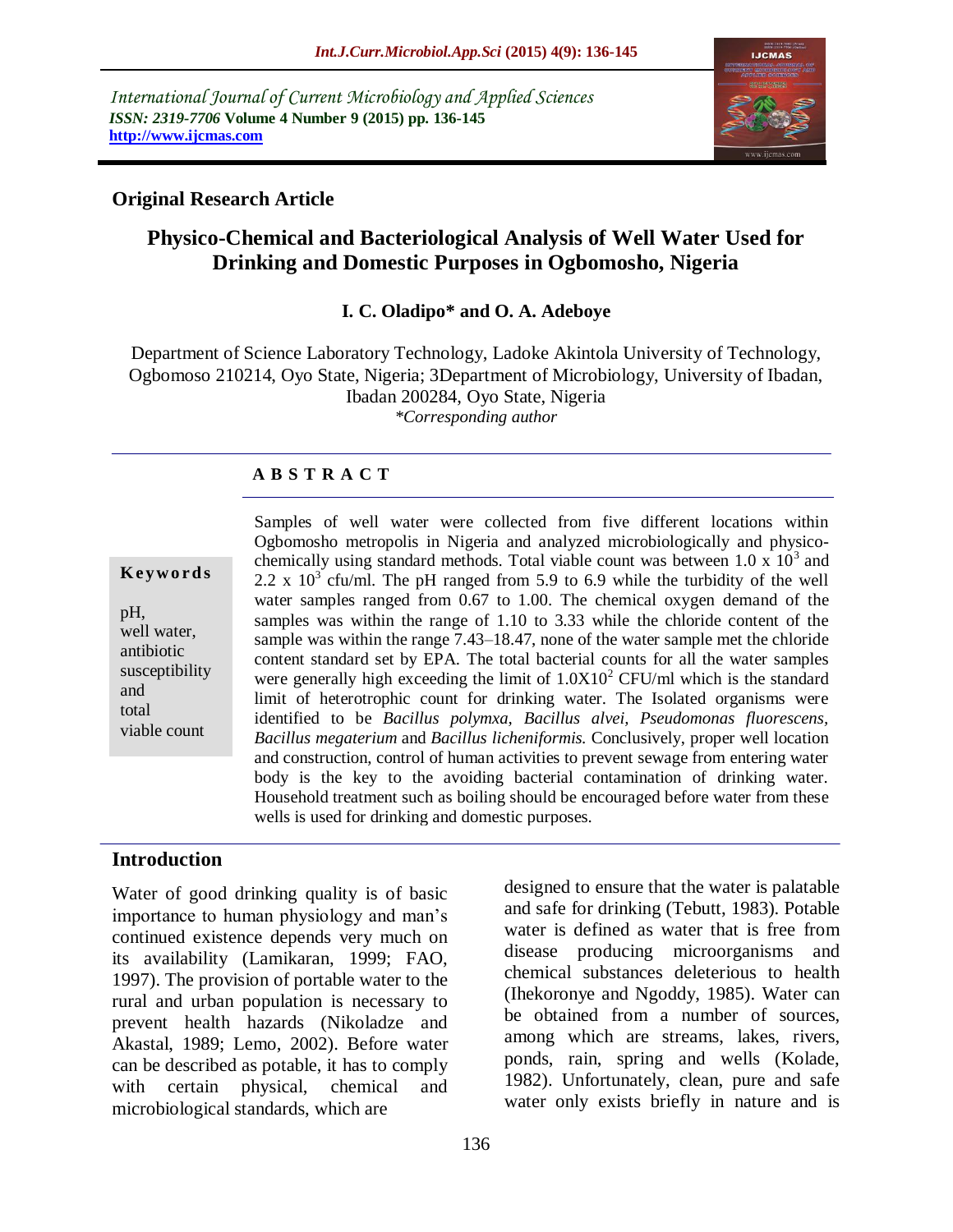*International Journal of Current Microbiology and Applied Sciences*
*ISSN: 2319-7706* **Volume 4 Number 9 (2015) pp. 136-145**
**http://www.ijcmas.com**

**Original Research Article**

# Physico-Chemical and Bacteriological Analysis of Well Water Used for Drinking and Domestic Purposes in Ogbomosho, Nigeria

**I. C. Oladipo\* and O. A. Adeboye**

Department of Science Laboratory Technology, Ladoke Akintola University of Technology, Ogbomoso 210214, Oyo State, Nigeria; 3Department of Microbiology, University of Ibadan, Ibadan 200284, Oyo State, Nigeria

*\*Corresponding author*

**A B S T R A C T**

**Keywords**

pH, well water, antibiotic susceptibility and total viable count

Samples of well water were collected from five different locations within Ogbomosho metropolis in Nigeria and analyzed microbiologically and physico-chemically using standard methods. Total viable count was between $1.0 \times 10^3$ and $2.2 \times 10^3$ cfu/ml. The pH ranged from 5.9 to 6.9 while the turbidity of the well water samples ranged from 0.67 to 1.00. The chemical oxygen demand of the samples was within the range of 1.10 to 3.33 while the chloride content of the sample was within the range 7.43–18.47, none of the water sample met the chloride content standard set by EPA. The total bacterial counts for all the water samples were generally high exceeding the limit of $1.0 \times 10^2$ CFU/ml which is the standard limit of heterotrophic count for drinking water. The Isolated organisms were identified to be *Bacillus polymxa*, *Bacillus alvei, Pseudomonas fluorescens, Bacillus megaterium* and *Bacillus licheniformis.* Conclusively, proper well location and construction, control of human activities to prevent sewage from entering water body is the key to the avoiding bacterial contamination of drinking water. Household treatment such as boiling should be encouraged before water from these wells is used for drinking and domestic purposes.

## Introduction

Water of good drinking quality is of basic importance to human physiology and man's continued existence depends very much on its availability (Lamikaran, 1999; FAO, 1997). The provision of portable water to the rural and urban population is necessary to prevent health hazards (Nikoladze and Akastal, 1989; Lemo, 2002). Before water can be described as potable, it has to comply with certain physical, chemical and microbiological standards, which are designed to ensure that the water is palatable and safe for drinking (Tebutt, 1983). Potable water is defined as water that is free from disease producing microorganisms and chemical substances deleterious to health (Ihekoronye and Ngoddy, 1985). Water can be obtained from a number of sources, among which are streams, lakes, rivers, ponds, rain, spring and wells (Kolade, 1982). Unfortunately, clean, pure and safe water only exists briefly in nature and is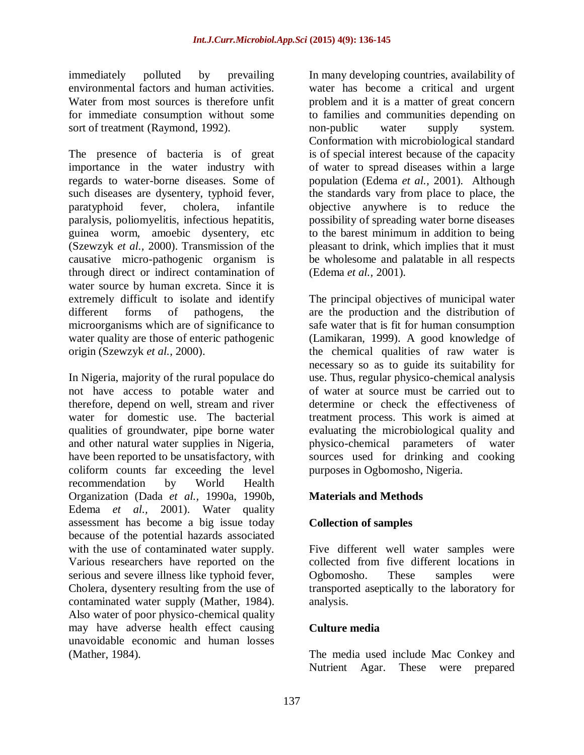immediately polluted by prevailing environmental factors and human activities. Water from most sources is therefore unfit for immediate consumption without some sort of treatment (Raymond, 1992).

The presence of bacteria is of great importance in the water industry with regards to water-borne diseases. Some of such diseases are dysentery, typhoid fever, paratyphoid fever, cholera, infantile paralysis, poliomyelitis, infectious hepatitis, guinea worm, amoebic dysentery, etc (Szewzyk *et al.*, 2000). Transmission of the causative micro-pathogenic organism is through direct or indirect contamination of water source by human excreta. Since it is extremely difficult to isolate and identify different forms of pathogens, the microorganisms which are of significance to water quality are those of enteric pathogenic origin (Szewzyk *et al.*, 2000).

In Nigeria, majority of the rural populace do not have access to potable water and therefore, depend on well, stream and river water for domestic use. The bacterial qualities of groundwater, pipe borne water and other natural water supplies in Nigeria, have been reported to be unsatisfactory, with coliform counts far exceeding the level recommendation by World Health Organization (Dada *et al.*, 1990a, 1990b, Edema *et al.*, 2001). Water quality assessment has become a big issue today because of the potential hazards associated with the use of contaminated water supply. Various researchers have reported on the serious and severe illness like typhoid fever, Cholera, dysentery resulting from the use of contaminated water supply (Mather, 1984). Also water of poor physico-chemical quality may have adverse health effect causing unavoidable economic and human losses (Mather, 1984).

In many developing countries, availability of water has become a critical and urgent problem and it is a matter of great concern to families and communities depending on non-public water supply system. Conformation with microbiological standard is of special interest because of the capacity of water to spread diseases within a large population (Edema *et al.*, 2001). Although the standards vary from place to place, the objective anywhere is to reduce the possibility of spreading water borne diseases to the barest minimum in addition to being pleasant to drink, which implies that it must be wholesome and palatable in all respects (Edema *et al.*, 2001).

The principal objectives of municipal water are the production and the distribution of safe water that is fit for human consumption (Lamikaran, 1999). A good knowledge of the chemical qualities of raw water is necessary so as to guide its suitability for use. Thus, regular physico-chemical analysis of water at source must be carried out to determine or check the effectiveness of treatment process. This work is aimed at evaluating the microbiological quality and physico-chemical parameters of water sources used for drinking and cooking purposes in Ogbomosho, Nigeria.

## Materials and Methods

### Collection of samples

Five different well water samples were collected from five different locations in Ogbomosho. These samples were transported aseptically to the laboratory for analysis.

### Culture media

The media used include Mac Conkey and Nutrient Agar. These were prepared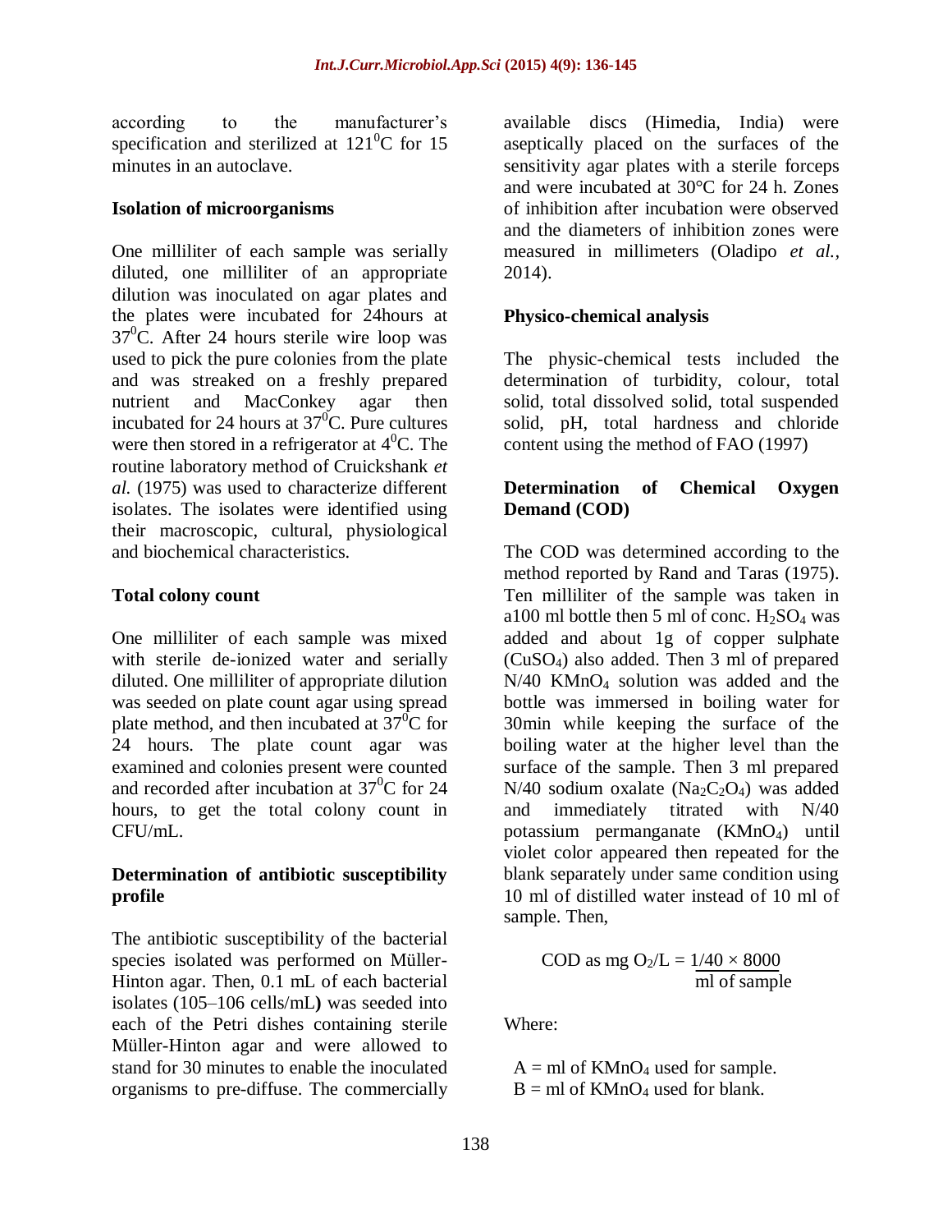according to the manufacturer's specification and sterilized at $121^0$C for 15 minutes in an autoclave.

### Isolation of microorganisms

One milliliter of each sample was serially diluted, one milliliter of an appropriate dilution was inoculated on agar plates and the plates were incubated for 24hours at $37^0$C. After 24 hours sterile wire loop was used to pick the pure colonies from the plate and was streaked on a freshly prepared nutrient and MacConkey agar then incubated for 24 hours at $37^0$C. Pure cultures were then stored in a refrigerator at $4^0$C. The routine laboratory method of Cruickshank *et al.* (1975) was used to characterize different isolates. The isolates were identified using their macroscopic, cultural, physiological and biochemical characteristics.

### Total colony count

One milliliter of each sample was mixed with sterile de-ionized water and serially diluted. One milliliter of appropriate dilution was seeded on plate count agar using spread plate method, and then incubated at $37^0$C for 24 hours. The plate count agar was examined and colonies present were counted and recorded after incubation at $37^0$C for 24 hours, to get the total colony count in CFU/mL.

### Determination of antibiotic susceptibility profile

The antibiotic susceptibility of the bacterial species isolated was performed on Müller-Hinton agar. Then, 0.1 mL of each bacterial isolates (105–106 cells/mL**)** was seeded into each of the Petri dishes containing sterile Müller-Hinton agar and were allowed to stand for 30 minutes to enable the inoculated organisms to pre-diffuse. The commercially available discs (Himedia, India) were aseptically placed on the surfaces of the sensitivity agar plates with a sterile forceps and were incubated at 30°C for 24 h. Zones of inhibition after incubation were observed and the diameters of inhibition zones were measured in millimeters (Oladipo *et al.*, 2014).

### Physico-chemical analysis

The physic-chemical tests included the determination of turbidity, colour, total solid, total dissolved solid, total suspended solid, pH, total hardness and chloride content using the method of FAO (1997)

### Determination of Chemical Oxygen Demand (COD)

The COD was determined according to the method reported by Rand and Taras (1975). Ten milliliter of the sample was taken in a100 ml bottle then 5 ml of conc. $H_2SO_4$ was added and about 1g of copper sulphate ($CuSO_4$) also added. Then 3 ml of prepared N/40 $KMnO_4$ solution was added and the bottle was immersed in boiling water for 30min while keeping the surface of the boiling water at the higher level than the surface of the sample. Then 3 ml prepared N/40 sodium oxalate ($Na_2C_2O_4$) was added and immediately titrated with N/40 potassium permanganate ($KMnO_4$) until violet color appeared then repeated for the blank separately under same condition using 10 ml of distilled water instead of 10 ml of sample. Then,

$$\text{COD as mg } O_2/L = \frac{1/40 \times 8000}{\text{ml of sample}}$$

Where:

A = ml of $KMnO_4$ used for sample.
B = ml of $KMnO_4$ used for blank.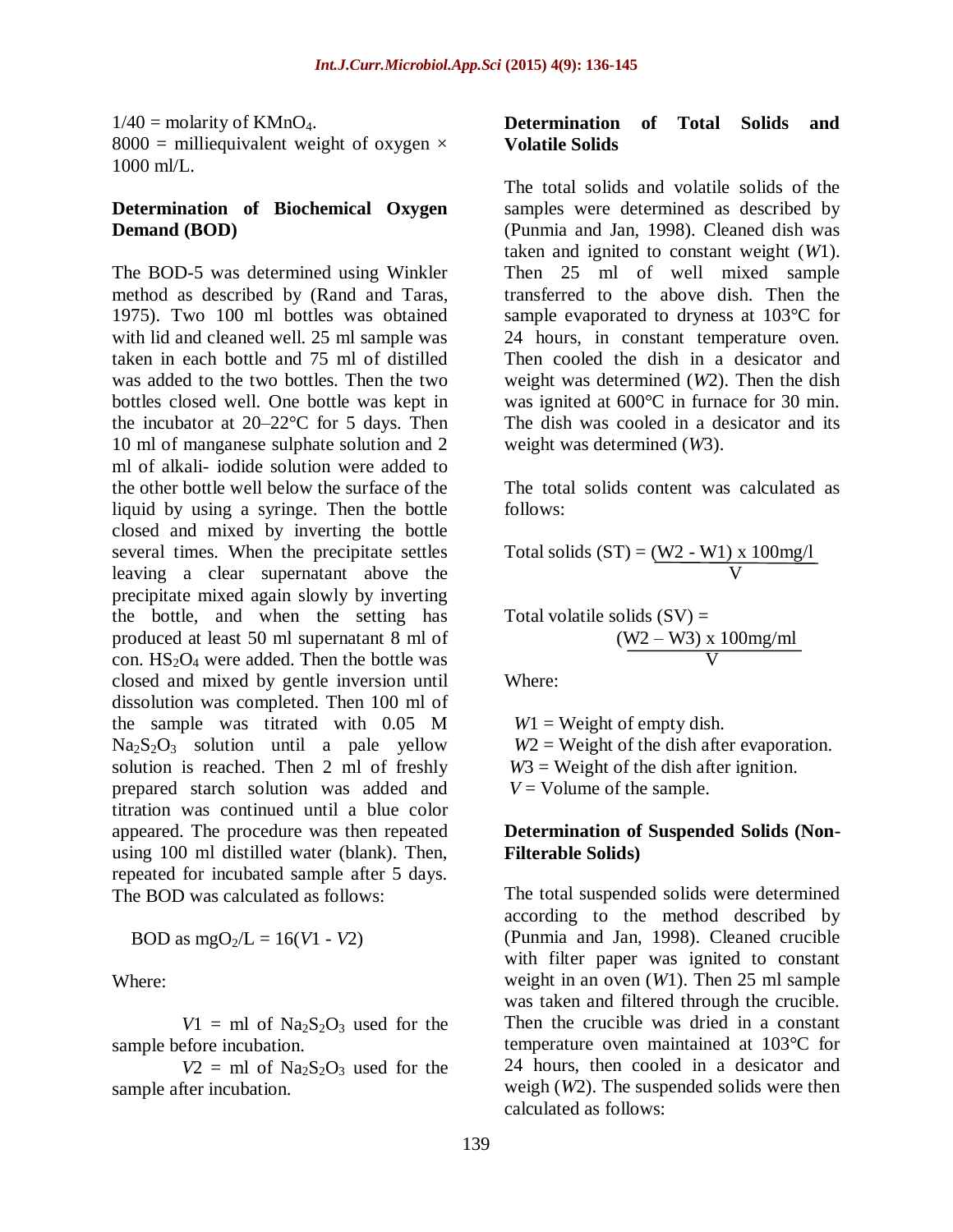$1/40$ = molarity of $KMnO_4$.
8000 = milliequivalent weight of oxygen × 1000 ml/L.

**Determination of Biochemical Oxygen Demand (BOD)**

The BOD-5 was determined using Winkler method as described by (Rand and Taras, 1975). Two 100 ml bottles was obtained with lid and cleaned well. 25 ml sample was taken in each bottle and 75 ml of distilled was added to the two bottles. Then the two bottles closed well. One bottle was kept in the incubator at 20–22°C for 5 days. Then 10 ml of manganese sulphate solution and 2 ml of alkali- iodide solution were added to the other bottle well below the surface of the liquid by using a syringe. Then the bottle closed and mixed by inverting the bottle several times. When the precipitate settles leaving a clear supernatant above the precipitate mixed again slowly by inverting the bottle, and when the setting has produced at least 50 ml supernatant 8 ml of con. $HS_2O_4$ were added. Then the bottle was closed and mixed by gentle inversion until dissolution was completed. Then 100 ml of the sample was titrated with 0.05 M $Na_2S_2O_3$ solution until a pale yellow solution is reached. Then 2 ml of freshly prepared starch solution was added and titration was continued until a blue color appeared. The procedure was then repeated using 100 ml distilled water (blank). Then, repeated for incubated sample after 5 days. The BOD was calculated as follows:

$$\text{BOD as } mgO_2/L = 16(V1 - V2)$$

Where:

$V1$ = ml of $Na_2S_2O_3$ used for the sample before incubation.
$V2$ = ml of $Na_2S_2O_3$ used for the sample after incubation.

**Determination of Total Solids and Volatile Solids**

The total solids and volatile solids of the samples were determined as described by (Punmia and Jan, 1998). Cleaned dish was taken and ignited to constant weight (*W*1). Then 25 ml of well mixed sample transferred to the above dish. Then the sample evaporated to dryness at 103°C for 24 hours, in constant temperature oven. Then cooled the dish in a desicator and weight was determined (*W*2). Then the dish was ignited at 600°C in furnace for 30 min. The dish was cooled in a desicator and its weight was determined (*W*3).

The total solids content was calculated as follows:

$$\text{Total solids (ST)} = \frac{(W2 - W1) \times 100 \text{mg/l}}{V}$$

$$\text{Total volatile solids (SV)} = \frac{(W2 - W3) \times 100 \text{mg/ml}}{V}$$

Where:

$W1$ = Weight of empty dish.
$W2$ = Weight of the dish after evaporation.
$W3$ = Weight of the dish after ignition.
$V$ = Volume of the sample.

**Determination of Suspended Solids (Non-Filterable Solids)**

The total suspended solids were determined according to the method described by (Punmia and Jan, 1998). Cleaned crucible with filter paper was ignited to constant weight in an oven (*W*1). Then 25 ml sample was taken and filtered through the crucible. Then the crucible was dried in a constant temperature oven maintained at 103°C for 24 hours, then cooled in a desicator and weigh (*W*2). The suspended solids were then calculated as follows: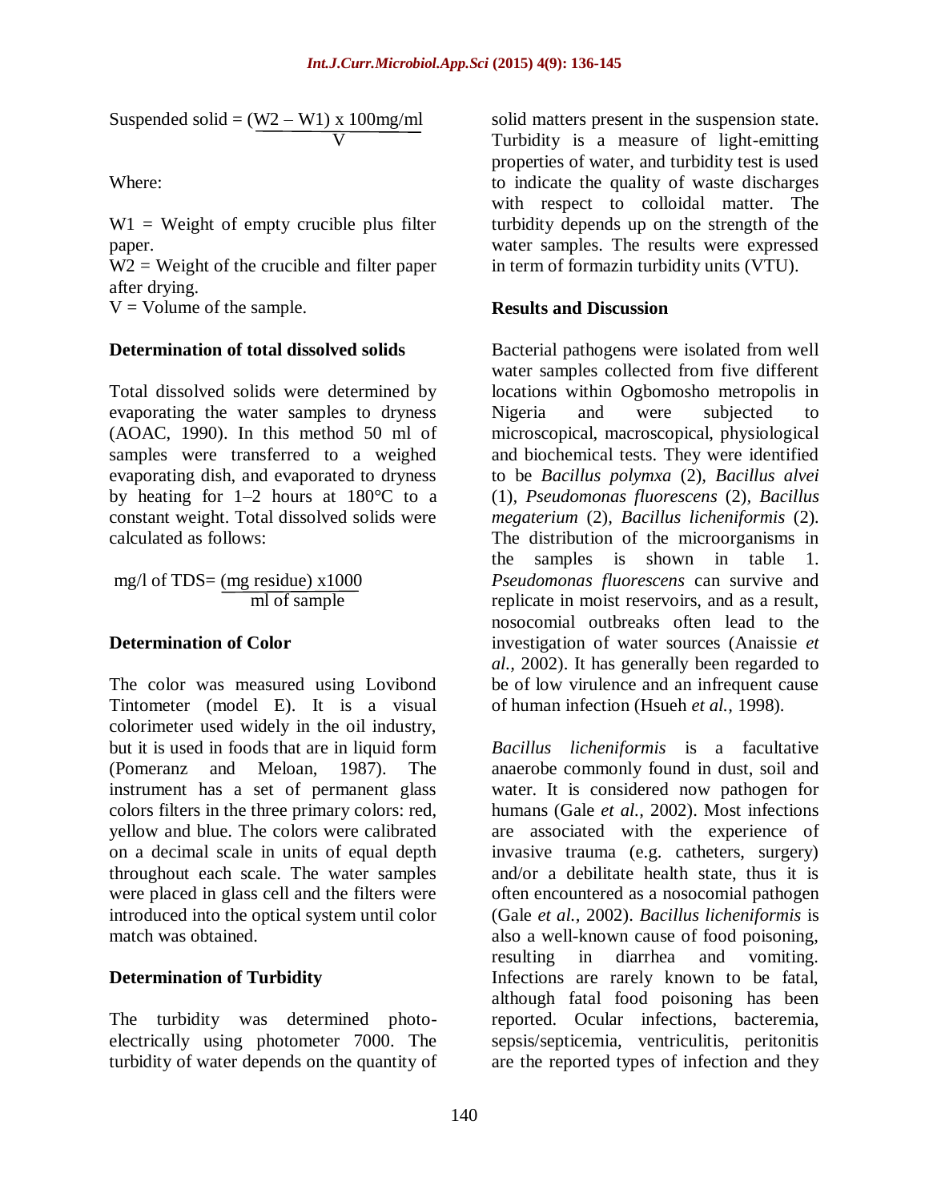$$\text{Suspended solid} = \frac{(W2 - W1) \times 100\text{mg/ml}}{V}$$

Where:

W1 = Weight of empty crucible plus filter paper.
W2 = Weight of the crucible and filter paper after drying.
V = Volume of the sample.

### Determination of total dissolved solids

Total dissolved solids were determined by evaporating the water samples to dryness (AOAC, 1990). In this method 50 ml of samples were transferred to a weighed evaporating dish, and evaporated to dryness by heating for 1–2 hours at 180°C to a constant weight. Total dissolved solids were calculated as follows:

$$\text{mg/l of TDS} = \frac{(\text{mg residue}) \times 1000}{\text{ml of sample}}$$

### Determination of Color

The color was measured using Lovibond Tintometer (model E). It is a visual colorimeter used widely in the oil industry, but it is used in foods that are in liquid form (Pomeranz and Meloan, 1987). The instrument has a set of permanent glass colors filters in the three primary colors: red, yellow and blue. The colors were calibrated on a decimal scale in units of equal depth throughout each scale. The water samples were placed in glass cell and the filters were introduced into the optical system until color match was obtained.

### Determination of Turbidity

The turbidity was determined photo-electrically using photometer 7000. The turbidity of water depends on the quantity of solid matters present in the suspension state. Turbidity is a measure of light-emitting properties of water, and turbidity test is used to indicate the quality of waste discharges with respect to colloidal matter. The turbidity depends up on the strength of the water samples. The results were expressed in term of formazin turbidity units (VTU).

## Results and Discussion

Bacterial pathogens were isolated from well water samples collected from five different locations within Ogbomosho metropolis in Nigeria and were subjected to microscopical, macroscopical, physiological and biochemical tests. They were identified to be *Bacillus polymxa* (2), *Bacillus alvei* (1), *Pseudomonas fluorescens* (2), *Bacillus megaterium* (2), *Bacillus licheniformis* (2). The distribution of the microorganisms in the samples is shown in table 1. *Pseudomonas fluorescens* can survive and replicate in moist reservoirs, and as a result, nosocomial outbreaks often lead to the investigation of water sources (Anaissie *et al.*, 2002). It has generally been regarded to be of low virulence and an infrequent cause of human infection (Hsueh *et al.,* 1998).

*Bacillus licheniformis* is a facultative anaerobe commonly found in dust, soil and water. It is considered now pathogen for humans (Gale *et al.*, 2002). Most infections are associated with the experience of invasive trauma (e.g. catheters, surgery) and/or a debilitate health state, thus it is often encountered as a nosocomial pathogen (Gale *et al.*, 2002). *Bacillus licheniformis* is also a well-known cause of food poisoning, resulting in diarrhea and vomiting. Infections are rarely known to be fatal, although fatal food poisoning has been reported. Ocular infections, bacteremia, sepsis/septicemia, ventriculitis, peritonitis are the reported types of infection and they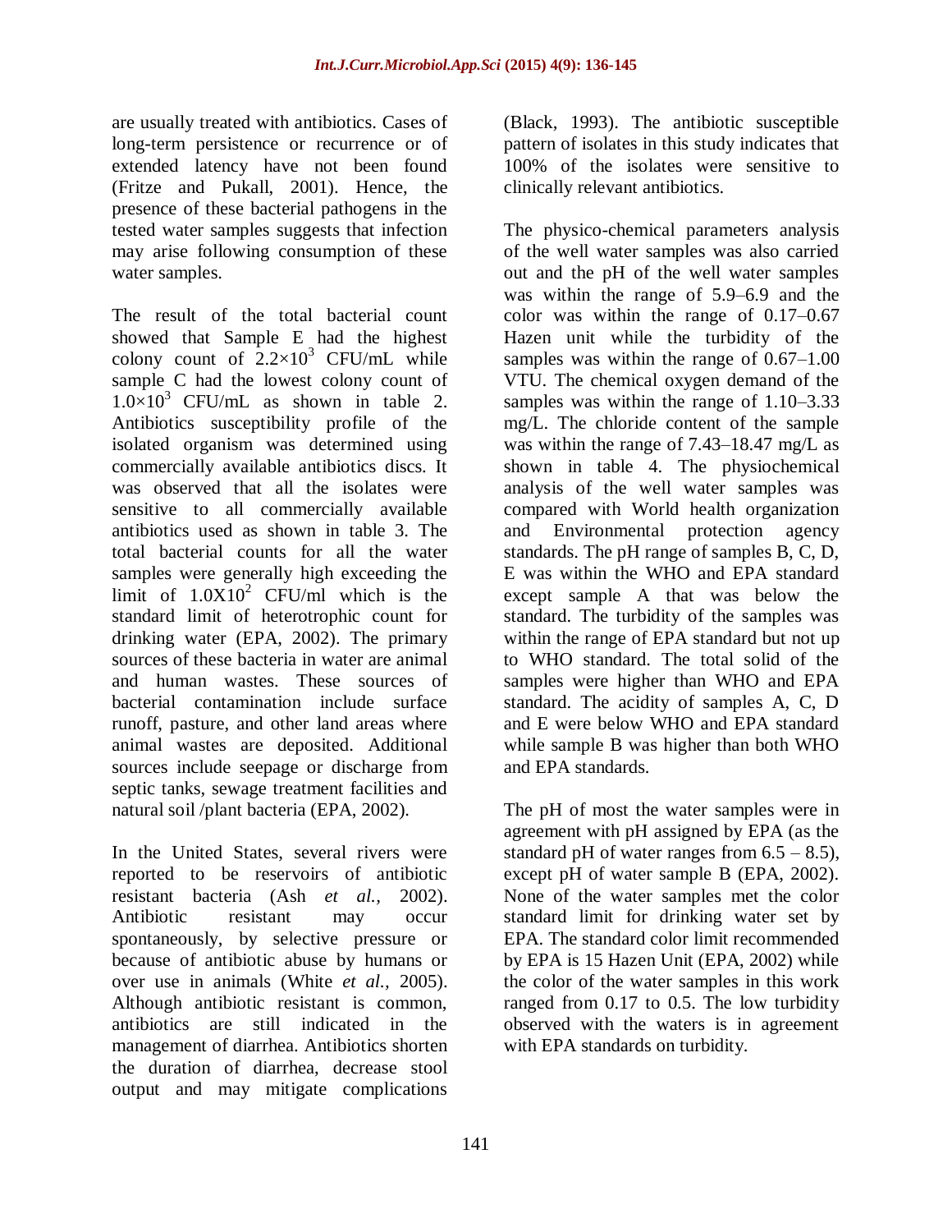are usually treated with antibiotics. Cases of long-term persistence or recurrence or of extended latency have not been found (Fritze and Pukall, 2001). Hence, the presence of these bacterial pathogens in the tested water samples suggests that infection may arise following consumption of these water samples.

The result of the total bacterial count showed that Sample E had the highest colony count of $2.2\times10^3$ CFU/mL while sample C had the lowest colony count of $1.0\times10^3$ CFU/mL as shown in table 2. Antibiotics susceptibility profile of the isolated organism was determined using commercially available antibiotics discs. It was observed that all the isolates were sensitive to all commercially available antibiotics used as shown in table 3. The total bacterial counts for all the water samples were generally high exceeding the limit of $1.0X10^2$ CFU/ml which is the standard limit of heterotrophic count for drinking water (EPA, 2002). The primary sources of these bacteria in water are animal and human wastes. These sources of bacterial contamination include surface runoff, pasture, and other land areas where animal wastes are deposited. Additional sources include seepage or discharge from septic tanks, sewage treatment facilities and natural soil /plant bacteria (EPA, 2002).

In the United States, several rivers were reported to be reservoirs of antibiotic resistant bacteria (Ash *et al.,* 2002). Antibiotic resistant may occur spontaneously, by selective pressure or because of antibiotic abuse by humans or over use in animals (White *et al.,* 2005). Although antibiotic resistant is common, antibiotics are still indicated in the management of diarrhea. Antibiotics shorten the duration of diarrhea, decrease stool output and may mitigate complications (Black, 1993). The antibiotic susceptible pattern of isolates in this study indicates that 100% of the isolates were sensitive to clinically relevant antibiotics.

The physico-chemical parameters analysis of the well water samples was also carried out and the pH of the well water samples was within the range of 5.9–6.9 and the color was within the range of 0.17–0.67 Hazen unit while the turbidity of the samples was within the range of 0.67–1.00 VTU. The chemical oxygen demand of the samples was within the range of 1.10–3.33 mg/L. The chloride content of the sample was within the range of 7.43–18.47 mg/L as shown in table 4. The physiochemical analysis of the well water samples was compared with World health organization and Environmental protection agency standards. The pH range of samples B, C, D, E was within the WHO and EPA standard except sample A that was below the standard. The turbidity of the samples was within the range of EPA standard but not up to WHO standard. The total solid of the samples were higher than WHO and EPA standard. The acidity of samples A, C, D and E were below WHO and EPA standard while sample B was higher than both WHO and EPA standards.

The pH of most the water samples were in agreement with pH assigned by EPA (as the standard pH of water ranges from 6.5 – 8.5), except pH of water sample B (EPA, 2002). None of the water samples met the color standard limit for drinking water set by EPA. The standard color limit recommended by EPA is 15 Hazen Unit (EPA, 2002) while the color of the water samples in this work ranged from 0.17 to 0.5. The low turbidity observed with the waters is in agreement with EPA standards on turbidity.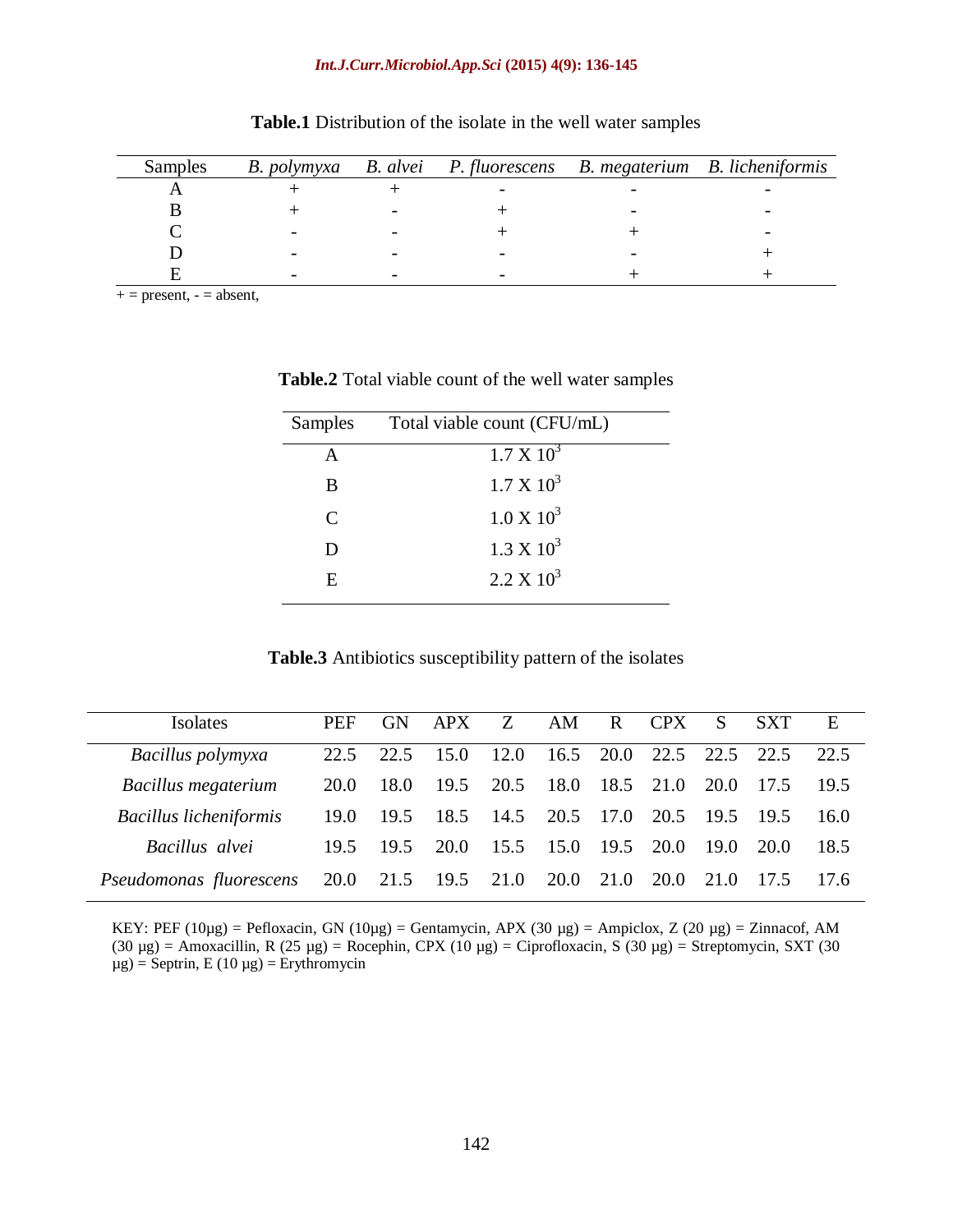**Table.1** Distribution of the isolate in the well water samples

| Samples | *B. polymyxa* | *B. alvei* | *P. fluorescens* | *B. megaterium* | *B. licheniformis* |
|---|---|---|---|---|---|
| A | + | + | - | - | - |
| B | + | - | + | - | - |
| C | - | - | + | + | - |
| D | - | - | - | - | + |
| E | - | - | - | + | + |

+ = present, - = absent,

**Table.2** Total viable count of the well water samples

| Samples | Total viable count (CFU/mL) |
|---|---|
| A | $1.7 \times 10^3$ |
| B | $1.7 \times 10^3$ |
| C | $1.0 \times 10^3$ |
| D | $1.3 \times 10^3$ |
| E | $2.2 \times 10^3$ |

**Table.3** Antibiotics susceptibility pattern of the isolates

| Isolates | PEF | GN | APX | Z | AM | R | CPX | S | SXT | E |
|---|---|---|---|---|---|---|---|---|---|---|
| *Bacillus polymyxa* | 22.5 | 22.5 | 15.0 | 12.0 | 16.5 | 20.0 | 22.5 | 22.5 | 22.5 | 22.5 |
| *Bacillus megaterium* | 20.0 | 18.0 | 19.5 | 20.5 | 18.0 | 18.5 | 21.0 | 20.0 | 17.5 | 19.5 |
| *Bacillus licheniformis* | 19.0 | 19.5 | 18.5 | 14.5 | 20.5 | 17.0 | 20.5 | 19.5 | 19.5 | 16.0 |
| *Bacillus alvei* | 19.5 | 19.5 | 20.0 | 15.5 | 15.0 | 19.5 | 20.0 | 19.0 | 20.0 | 18.5 |
| *Pseudomonas fluorescens* | 20.0 | 21.5 | 19.5 | 21.0 | 20.0 | 21.0 | 20.0 | 21.0 | 17.5 | 17.6 |

KEY: PEF (10µg) = Pefloxacin, GN (10µg) = Gentamycin, APX (30 µg) = Ampiclox, Z (20 µg) = Zinnacof, AM (30 µg) = Amoxacillin, R (25 µg) = Rocephin, CPX (10 µg) = Ciprofloxacin, S (30 µg) = Streptomycin, SXT (30 µg) = Septrin, E (10 µg) = Erythromycin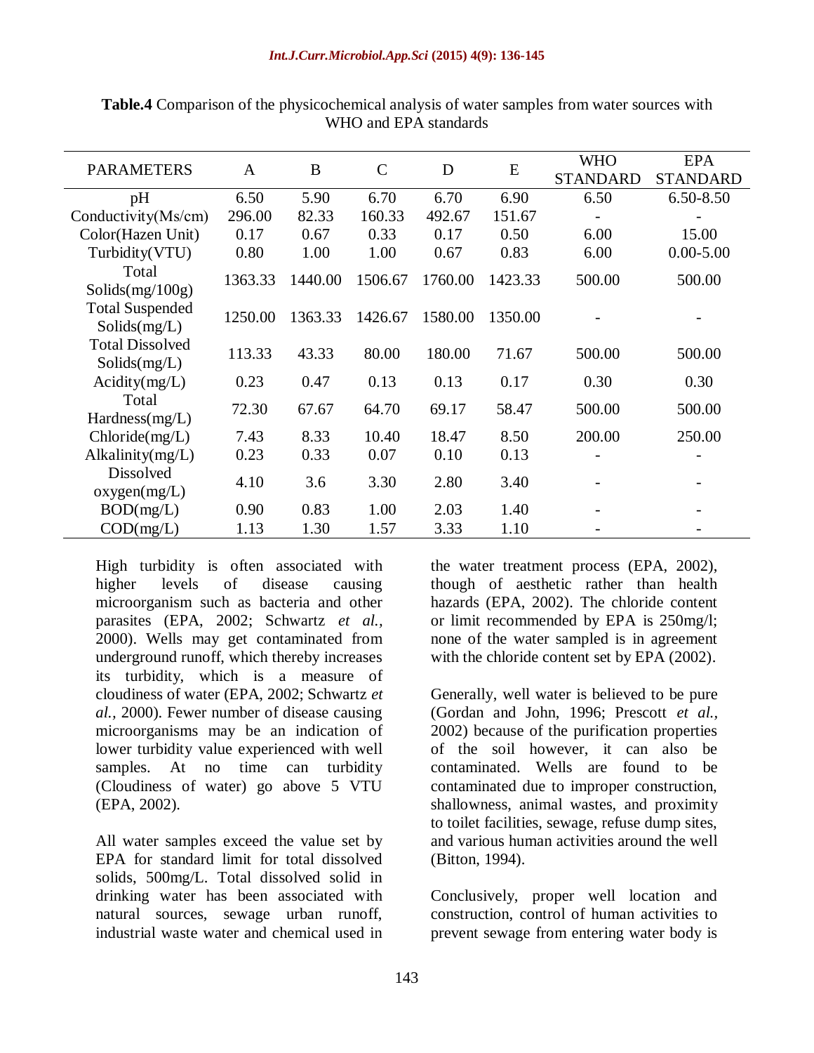**Table.4** Comparison of the physicochemical analysis of water samples from water sources with WHO and EPA standards

| PARAMETERS | A | B | C | D | E | WHO STANDARD | EPA STANDARD |
|---|---|---|---|---|---|---|---|
| pH | 6.50 | 5.90 | 6.70 | 6.70 | 6.90 | 6.50 | 6.50-8.50 |
| Conductivity(Ms/cm) | 296.00 | 82.33 | 160.33 | 492.67 | 151.67 | - | - |
| Color(Hazen Unit) | 0.17 | 0.67 | 0.33 | 0.17 | 0.50 | 6.00 | 15.00 |
| Turbidity(VTU) | 0.80 | 1.00 | 1.00 | 0.67 | 0.83 | 6.00 | 0.00-5.00 |
| Total Solids(mg/100g) | 1363.33 | 1440.00 | 1506.67 | 1760.00 | 1423.33 | 500.00 | 500.00 |
| Total Suspended Solids(mg/L) | 1250.00 | 1363.33 | 1426.67 | 1580.00 | 1350.00 | - | - |
| Total Dissolved Solids(mg/L) | 113.33 | 43.33 | 80.00 | 180.00 | 71.67 | 500.00 | 500.00 |
| Acidity(mg/L) | 0.23 | 0.47 | 0.13 | 0.13 | 0.17 | 0.30 | 0.30 |
| Total Hardness(mg/L) | 72.30 | 67.67 | 64.70 | 69.17 | 58.47 | 500.00 | 500.00 |
| Chloride(mg/L) | 7.43 | 8.33 | 10.40 | 18.47 | 8.50 | 200.00 | 250.00 |
| Alkalinity(mg/L) | 0.23 | 0.33 | 0.07 | 0.10 | 0.13 | - | - |
| Dissolved oxygen(mg/L) | 4.10 | 3.6 | 3.30 | 2.80 | 3.40 | - | - |
| BOD(mg/L) | 0.90 | 0.83 | 1.00 | 2.03 | 1.40 | - | - |
| COD(mg/L) | 1.13 | 1.30 | 1.57 | 3.33 | 1.10 | - | - |

High turbidity is often associated with higher levels of disease causing microorganism such as bacteria and other parasites (EPA, 2002; Schwartz *et al.*, 2000). Wells may get contaminated from underground runoff, which thereby increases its turbidity, which is a measure of cloudiness of water (EPA, 2002; Schwartz *et al.*, 2000). Fewer number of disease causing microorganisms may be an indication of lower turbidity value experienced with well samples. At no time can turbidity (Cloudiness of water) go above 5 VTU (EPA, 2002).

All water samples exceed the value set by EPA for standard limit for total dissolved solids, 500mg/L. Total dissolved solid in drinking water has been associated with natural sources, sewage urban runoff, industrial waste water and chemical used in the water treatment process (EPA, 2002), though of aesthetic rather than health hazards (EPA, 2002). The chloride content or limit recommended by EPA is 250mg/l; none of the water sampled is in agreement with the chloride content set by EPA (2002).

Generally, well water is believed to be pure (Gordan and John, 1996; Prescott *et al.*, 2002) because of the purification properties of the soil however, it can also be contaminated. Wells are found to be contaminated due to improper construction, shallowness, animal wastes, and proximity to toilet facilities, sewage, refuse dump sites, and various human activities around the well (Bitton, 1994).

Conclusively, proper well location and construction, control of human activities to prevent sewage from entering water body is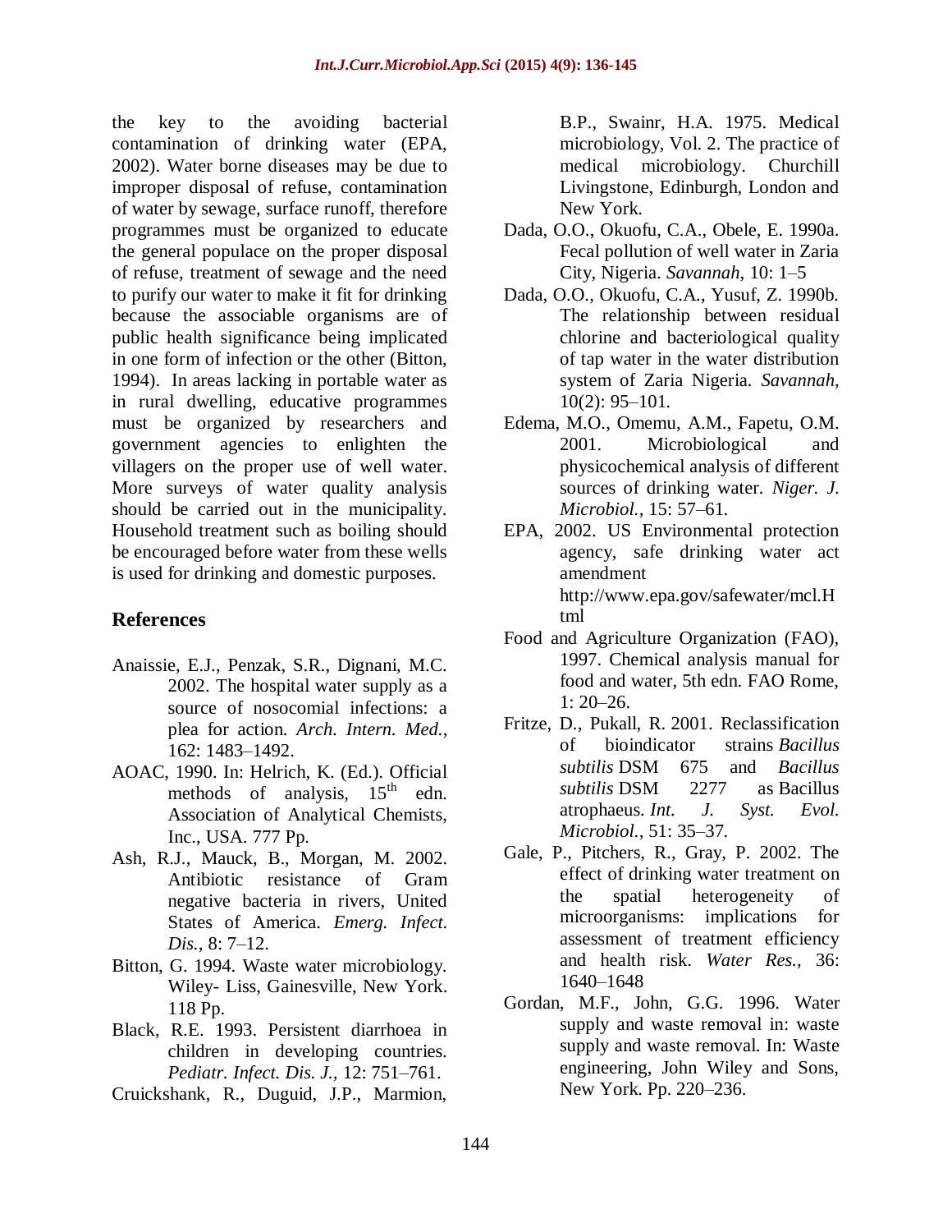the key to the avoiding bacterial contamination of drinking water (EPA, 2002). Water borne diseases may be due to improper disposal of refuse, contamination of water by sewage, surface runoff, therefore programmes must be organized to educate the general populace on the proper disposal of refuse, treatment of sewage and the need to purify our water to make it fit for drinking because the associable organisms are of public health significance being implicated in one form of infection or the other (Bitton, 1994). In areas lacking in portable water as in rural dwelling, educative programmes must be organized by researchers and government agencies to enlighten the villagers on the proper use of well water. More surveys of water quality analysis should be carried out in the municipality. Household treatment such as boiling should be encouraged before water from these wells is used for drinking and domestic purposes.

## References

Anaissie, E.J., Penzak, S.R., Dignani, M.C. 2002. The hospital water supply as a source of nosocomial infections: a plea for action. *Arch. Intern. Med.,* 162: 1483–1492.

AOAC, 1990. In: Helrich, K. (Ed.). Official methods of analysis, 15th edn. Association of Analytical Chemists, Inc., USA. 777 Pp.

Ash, R.J., Mauck, B., Morgan, M. 2002. Antibiotic resistance of Gram negative bacteria in rivers, United States of America. *Emerg. Infect. Dis.,* 8: 7–12.

Bitton, G. 1994. Waste water microbiology. Wiley- Liss, Gainesville, New York. 118 Pp.

Black, R.E. 1993. Persistent diarrhoea in children in developing countries. *Pediatr. Infect. Dis. J.,* 12: 751–761.

Cruickshank, R., Duguid, J.P., Marmion, B.P., Swainr, H.A. 1975. Medical microbiology, Vol. 2. The practice of medical microbiology. Churchill Livingstone, Edinburgh, London and New York.

Dada, O.O., Okuofu, C.A., Obele, E. 1990a. Fecal pollution of well water in Zaria City, Nigeria. *Savannah,* 10: 1–5

Dada, O.O., Okuofu, C.A., Yusuf, Z. 1990b. The relationship between residual chlorine and bacteriological quality of tap water in the water distribution system of Zaria Nigeria. *Savannah,* 10(2): 95–101.

Edema, M.O., Omemu, A.M., Fapetu, O.M. 2001. Microbiological and physicochemical analysis of different sources of drinking water. *Niger. J. Microbiol.,* 15: 57–61.

EPA, 2002. US Environmental protection agency, safe drinking water act amendment http://www.epa.gov/safewater/mcl.Html

Food and Agriculture Organization (FAO), 1997. Chemical analysis manual for food and water, 5th edn. FAO Rome, 1: 20–26.

Fritze, D., Pukall, R. 2001. Reclassification of bioindicator strains *Bacillus subtilis* DSM 675 and *Bacillus subtilis* DSM 2277 as Bacillus atrophaeus. *Int. J. Syst. Evol. Microbiol.,* 51: 35–37.

Gale, P., Pitchers, R., Gray, P. 2002. The effect of drinking water treatment on the spatial heterogeneity of microorganisms: implications for assessment of treatment efficiency and health risk. *Water Res.,* 36: 1640–1648

Gordan, M.F., John, G.G. 1996. Water supply and waste removal in: waste supply and waste removal. In: Waste engineering, John Wiley and Sons, New York. Pp. 220–236.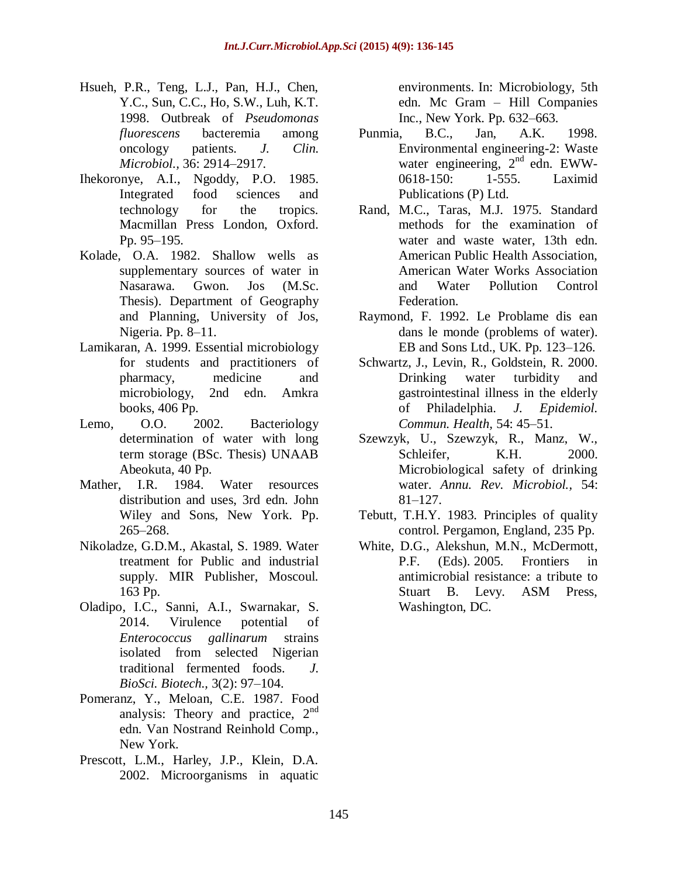Hsueh, P.R., Teng, L.J., Pan, H.J., Chen, Y.C., Sun, C.C., Ho, S.W., Luh, K.T. 1998. Outbreak of *Pseudomonas fluorescens* bacteremia among oncology patients. *J. Clin. Microbiol.,* 36: 2914–2917.

Ihekoronye, A.I., Ngoddy, P.O. 1985. Integrated food sciences and technology for the tropics. Macmillan Press London, Oxford. Pp. 95–195.

Kolade, O.A. 1982. Shallow wells as supplementary sources of water in Nasarawa. Gwon. Jos (M.Sc. Thesis). Department of Geography and Planning, University of Jos, Nigeria. Pp. 8–11.

Lamikaran, A. 1999. Essential microbiology for students and practitioners of pharmacy, medicine and microbiology, 2nd edn. Amkra books, 406 Pp.

Lemo, O.O. 2002. Bacteriology determination of water with long term storage (BSc. Thesis) UNAAB Abeokuta, 40 Pp.

Mather, I.R. 1984. Water resources distribution and uses, 3rd edn. John Wiley and Sons, New York. Pp. 265–268.

Nikoladze, G.D.M., Akastal, S. 1989. Water treatment for Public and industrial supply. MIR Publisher, Moscoul. 163 Pp.

Oladipo, I.C., Sanni, A.I., Swarnakar, S. 2014. Virulence potential of *Enterococcus gallinarum* strains isolated from selected Nigerian traditional fermented foods. *J. BioSci. Biotech.,* 3(2): 97–104.

Pomeranz, Y., Meloan, C.E. 1987. Food analysis: Theory and practice, 2nd edn. Van Nostrand Reinhold Comp., New York.

Prescott, L.M., Harley, J.P., Klein, D.A. 2002. Microorganisms in aquatic environments. In: Microbiology, 5th edn. Mc Gram – Hill Companies Inc., New York. Pp. 632–663.

Punmia, B.C., Jan, A.K. 1998. Environmental engineering-2: Waste water engineering, 2nd edn. EWW-0618-150: 1-555. Laximid Publications (P) Ltd.

Rand, M.C., Taras, M.J. 1975. Standard methods for the examination of water and waste water, 13th edn. American Public Health Association, American Water Works Association and Water Pollution Control Federation.

Raymond, F. 1992. Le Problame dis ean dans le monde (problems of water). EB and Sons Ltd., UK. Pp. 123–126.

Schwartz, J., Levin, R., Goldstein, R. 2000. Drinking water turbidity and gastrointestinal illness in the elderly of Philadelphia. *J. Epidemiol. Commun. Health,* 54: 45–51.

Szewzyk, U., Szewzyk, R., Manz, W., Schleifer, K.H. 2000. Microbiological safety of drinking water. *Annu. Rev. Microbiol.,* 54: 81–127.

Tebutt, T.H.Y. 1983. Principles of quality control. Pergamon, England, 235 Pp.

White, D.G., Alekshun, M.N., McDermott, P.F. (Eds). 2005. Frontiers in antimicrobial resistance: a tribute to Stuart B. Levy. ASM Press, Washington, DC.